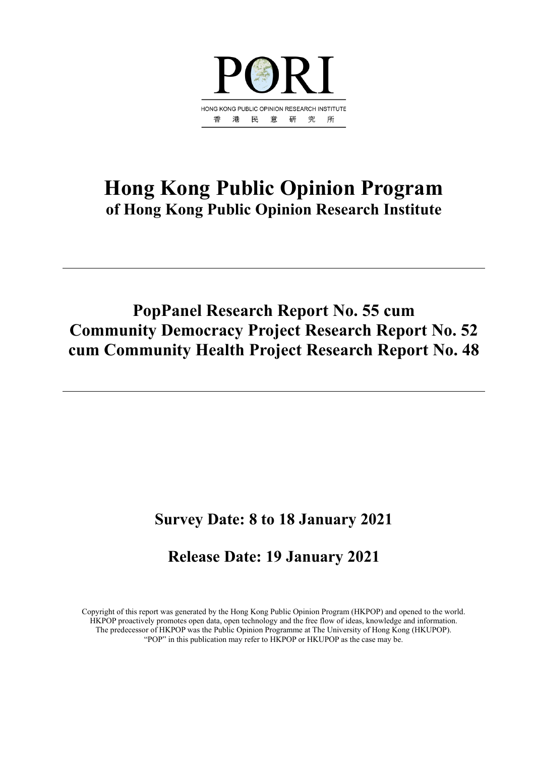PORI

HONG KONG PUBLIC OPINION RESEARCH INSTITUTE

香 港 民 意 研 究 所

# Hong Kong Public Opinion Program
## of Hong Kong Public Opinion Research Institute

---

# PopPanel Research Report No. 55 cum Community Democracy Project Research Report No. 52 cum Community Health Project Research Report No. 48

---

## Survey Date: 8 to 18 January 2021

## Release Date: 19 January 2021

Copyright of this report was generated by the Hong Kong Public Opinion Program (HKPOP) and opened to the world. HKPOP proactively promotes open data, open technology and the free flow of ideas, knowledge and information. The predecessor of HKPOP was the Public Opinion Programme at The University of Hong Kong (HKUPOP). "POP" in this publication may refer to HKPOP or HKUPOP as the case may be.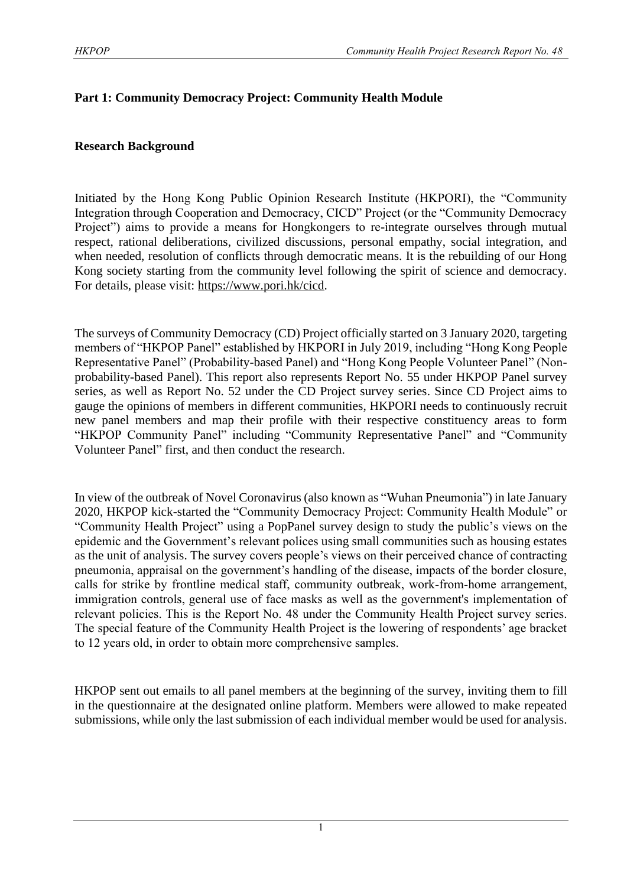## Part 1: Community Democracy Project: Community Health Module

### Research Background

Initiated by the Hong Kong Public Opinion Research Institute (HKPORI), the "Community Integration through Cooperation and Democracy, CICD" Project (or the "Community Democracy Project") aims to provide a means for Hongkongers to re-integrate ourselves through mutual respect, rational deliberations, civilized discussions, personal empathy, social integration, and when needed, resolution of conflicts through democratic means. It is the rebuilding of our Hong Kong society starting from the community level following the spirit of science and democracy. For details, please visit: https://www.pori.hk/cicd.

The surveys of Community Democracy (CD) Project officially started on 3 January 2020, targeting members of "HKPOP Panel" established by HKPORI in July 2019, including "Hong Kong People Representative Panel" (Probability-based Panel) and "Hong Kong People Volunteer Panel" (Non-probability-based Panel). This report also represents Report No. 55 under HKPOP Panel survey series, as well as Report No. 52 under the CD Project survey series. Since CD Project aims to gauge the opinions of members in different communities, HKPORI needs to continuously recruit new panel members and map their profile with their respective constituency areas to form "HKPOP Community Panel" including "Community Representative Panel" and "Community Volunteer Panel" first, and then conduct the research.

In view of the outbreak of Novel Coronavirus (also known as "Wuhan Pneumonia") in late January 2020, HKPOP kick-started the "Community Democracy Project: Community Health Module" or "Community Health Project" using a PopPanel survey design to study the public's views on the epidemic and the Government's relevant polices using small communities such as housing estates as the unit of analysis. The survey covers people's views on their perceived chance of contracting pneumonia, appraisal on the government's handling of the disease, impacts of the border closure, calls for strike by frontline medical staff, community outbreak, work-from-home arrangement, immigration controls, general use of face masks as well as the government's implementation of relevant policies. This is the Report No. 48 under the Community Health Project survey series. The special feature of the Community Health Project is the lowering of respondents' age bracket to 12 years old, in order to obtain more comprehensive samples.

HKPOP sent out emails to all panel members at the beginning of the survey, inviting them to fill in the questionnaire at the designated online platform. Members were allowed to make repeated submissions, while only the last submission of each individual member would be used for analysis.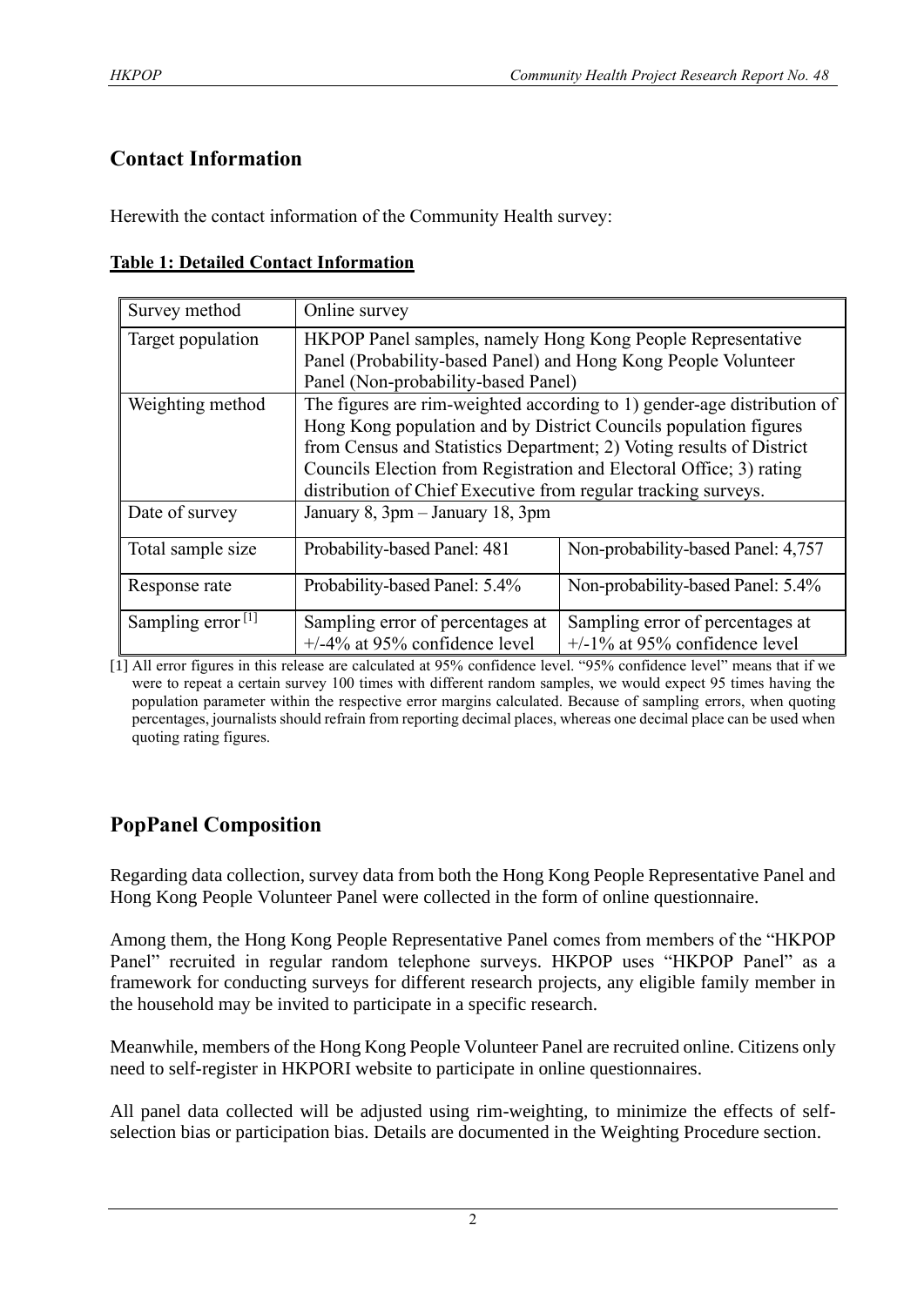## Contact Information

Herewith the contact information of the Community Health survey:

**Table 1: Detailed Contact Information**

| Survey method | Online survey | |
|---|---|---|
| Target population | HKPOP Panel samples, namely Hong Kong People Representative Panel (Probability-based Panel) and Hong Kong People Volunteer Panel (Non-probability-based Panel) | |
| Weighting method | The figures are rim-weighted according to 1) gender-age distribution of Hong Kong population and by District Councils population figures from Census and Statistics Department; 2) Voting results of District Councils Election from Registration and Electoral Office; 3) rating distribution of Chief Executive from regular tracking surveys. | |
| Date of survey | January 8, 3pm – January 18, 3pm | |
| Total sample size | Probability-based Panel: 481 | Non-probability-based Panel: 4,757 |
| Response rate | Probability-based Panel: 5.4% | Non-probability-based Panel: 5.4% |
| Sampling error [1] | Sampling error of percentages at +/-4% at 95% confidence level | Sampling error of percentages at +/-1% at 95% confidence level |

[1] All error figures in this release are calculated at 95% confidence level. "95% confidence level" means that if we were to repeat a certain survey 100 times with different random samples, we would expect 95 times having the population parameter within the respective error margins calculated. Because of sampling errors, when quoting percentages, journalists should refrain from reporting decimal places, whereas one decimal place can be used when quoting rating figures.

## PopPanel Composition

Regarding data collection, survey data from both the Hong Kong People Representative Panel and Hong Kong People Volunteer Panel were collected in the form of online questionnaire.

Among them, the Hong Kong People Representative Panel comes from members of the "HKPOP Panel" recruited in regular random telephone surveys. HKPOP uses "HKPOP Panel" as a framework for conducting surveys for different research projects, any eligible family member in the household may be invited to participate in a specific research.

Meanwhile, members of the Hong Kong People Volunteer Panel are recruited online. Citizens only need to self-register in HKPORI website to participate in online questionnaires.

All panel data collected will be adjusted using rim-weighting, to minimize the effects of self-selection bias or participation bias. Details are documented in the Weighting Procedure section.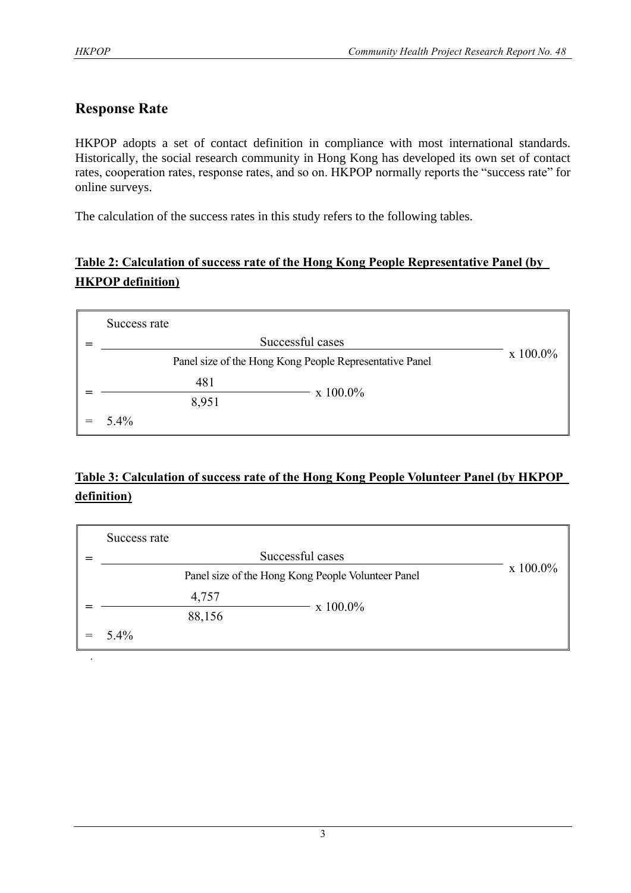## Response Rate

HKPOP adopts a set of contact definition in compliance with most international standards. Historically, the social research community in Hong Kong has developed its own set of contact rates, cooperation rates, response rates, and so on. HKPOP normally reports the "success rate" for online surveys.

The calculation of the success rates in this study refers to the following tables.

**Table 2: Calculation of success rate of the Hong Kong People Representative Panel (by HKPOP definition)**

$$\text{Success rate} = \frac{\text{Successful cases}}{\text{Panel size of the Hong Kong People Representative Panel}} \times 100.0\%$$

$$= \frac{481}{8{,}951} \times 100.0\%$$

$$= 5.4\%$$

**Table 3: Calculation of success rate of the Hong Kong People Volunteer Panel (by HKPOP definition)**

$$\text{Success rate} = \frac{\text{Successful cases}}{\text{Panel size of the Hong Kong People Volunteer Panel}} \times 100.0\%$$

$$= \frac{4{,}757}{88{,}156} \times 100.0\%$$

$$= 5.4\%$$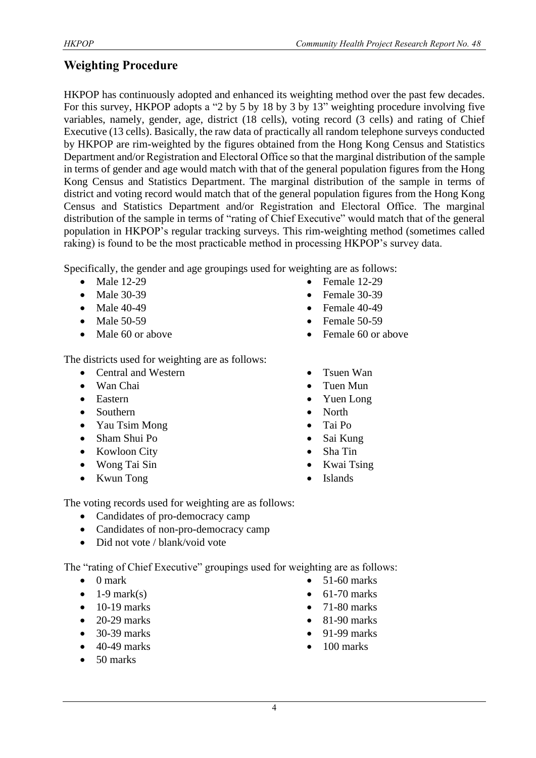## Weighting Procedure

HKPOP has continuously adopted and enhanced its weighting method over the past few decades. For this survey, HKPOP adopts a "2 by 5 by 18 by 3 by 13" weighting procedure involving five variables, namely, gender, age, district (18 cells), voting record (3 cells) and rating of Chief Executive (13 cells). Basically, the raw data of practically all random telephone surveys conducted by HKPOP are rim-weighted by the figures obtained from the Hong Kong Census and Statistics Department and/or Registration and Electoral Office so that the marginal distribution of the sample in terms of gender and age would match with that of the general population figures from the Hong Kong Census and Statistics Department. The marginal distribution of the sample in terms of district and voting record would match that of the general population figures from the Hong Kong Census and Statistics Department and/or Registration and Electoral Office. The marginal distribution of the sample in terms of "rating of Chief Executive" would match that of the general population in HKPOP's regular tracking surveys. This rim-weighting method (sometimes called raking) is found to be the most practicable method in processing HKPOP's survey data.

Specifically, the gender and age groupings used for weighting are as follows:

- Male 12-29
- Male 30-39
- Male 40-49
- Male 50-59
- Male 60 or above
- Female 12-29
- Female 30-39
- Female 40-49
- Female 50-59
- Female 60 or above

The districts used for weighting are as follows:

- Central and Western
- Wan Chai
- Eastern
- Southern
- Yau Tsim Mong
- Sham Shui Po
- Kowloon City
- Wong Tai Sin
- Kwun Tong
- Tsuen Wan
- Tuen Mun
- Yuen Long
- North
- Tai Po
- Sai Kung
- Sha Tin
- Kwai Tsing
- Islands

The voting records used for weighting are as follows:

- Candidates of pro-democracy camp
- Candidates of non-pro-democracy camp
- Did not vote / blank/void vote

The "rating of Chief Executive" groupings used for weighting are as follows:

- 0 mark
- 1-9 mark(s)
- 10-19 marks
- 20-29 marks
- 30-39 marks
- 40-49 marks
- 50 marks
- 51-60 marks
- 61-70 marks
- 71-80 marks
- 81-90 marks
- 91-99 marks
- 100 marks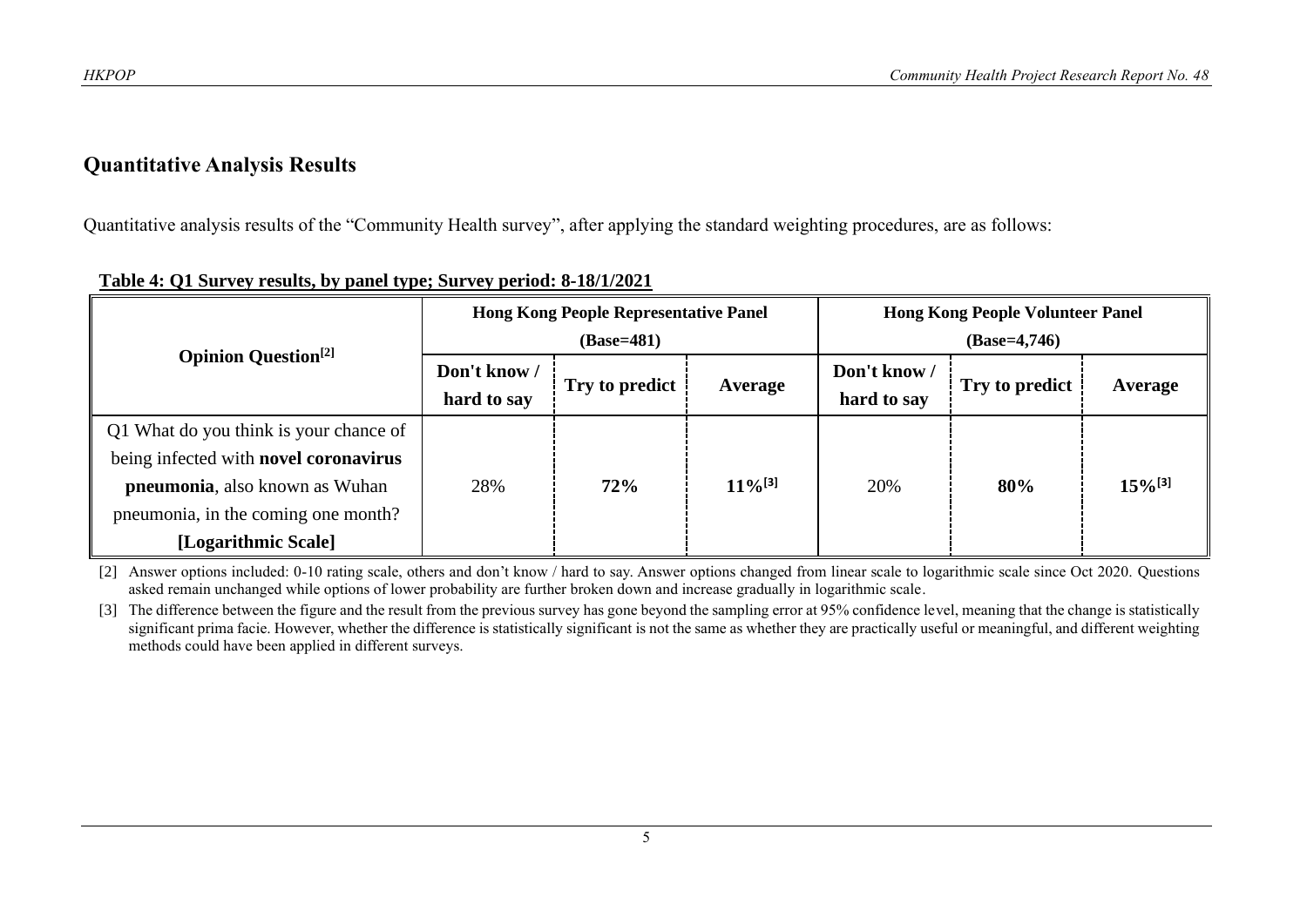## Quantitative Analysis Results

Quantitative analysis results of the "Community Health survey", after applying the standard weighting procedures, are as follows:

**Table 4: Q1 Survey results, by panel type; Survey period: 8-18/1/2021**

| Opinion Question[2] | Hong Kong People Representative Panel (Base=481) | | | Hong Kong People Volunteer Panel (Base=4,746) | | |
|---|---|---|---|---|---|---|
| | Don't know / hard to say | Try to predict | Average | Don't know / hard to say | Try to predict | Average |
| Q1 What do you think is your chance of being infected with **novel coronavirus pneumonia**, also known as Wuhan pneumonia, in the coming one month? **[Logarithmic Scale]** | 28% | **72%** | **11%[3]** | 20% | **80%** | **15%[3]** |

[2] Answer options included: 0-10 rating scale, others and don't know / hard to say. Answer options changed from linear scale to logarithmic scale since Oct 2020. Questions asked remain unchanged while options of lower probability are further broken down and increase gradually in logarithmic scale.

[3] The difference between the figure and the result from the previous survey has gone beyond the sampling error at 95% confidence level, meaning that the change is statistically significant prima facie. However, whether the difference is statistically significant is not the same as whether they are practically useful or meaningful, and different weighting methods could have been applied in different surveys.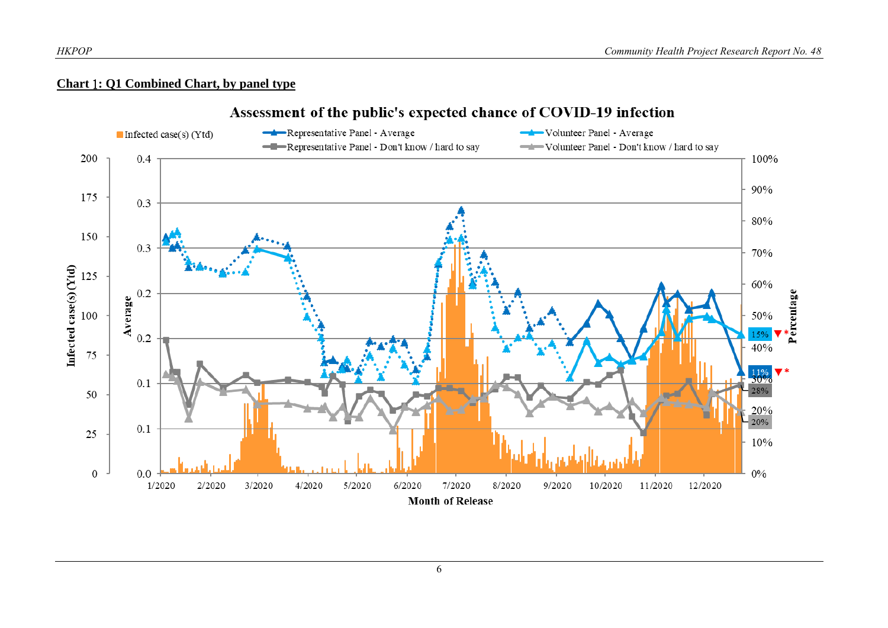**Chart 1: Q1 Combined Chart, by panel type**

Assessment of the public's expected chance of COVID-19 infection

Infected case(s) (Ytd) | Representative Panel - Average | Volunteer Panel - Average | Representative Panel - Don't know / hard to say | Volunteer Panel - Don't know / hard to say

15% ▼* | 11% ▼* | 28% | 20%

Month of Release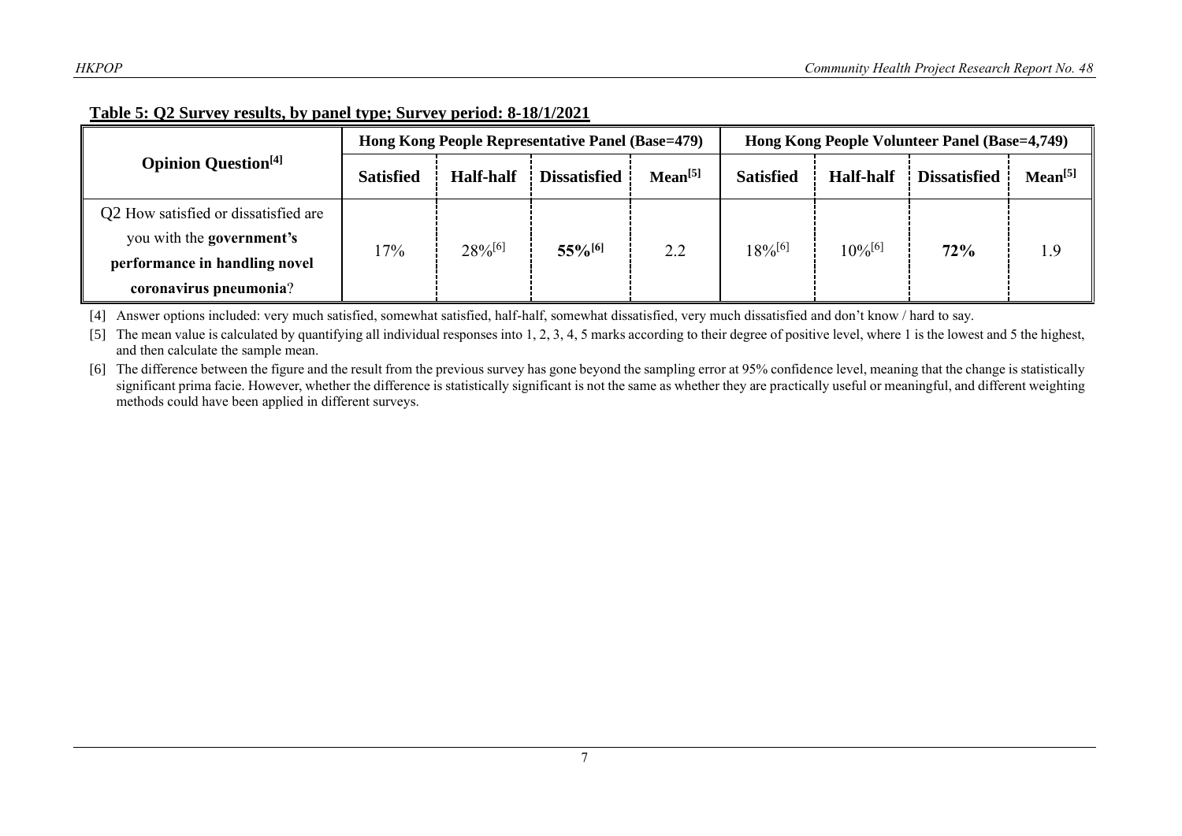**Table 5: Q2 Survey results, by panel type; Survey period: 8-18/1/2021**

| Opinion Question[4] | Hong Kong People Representative Panel (Base=479) | | | | Hong Kong People Volunteer Panel (Base=4,749) | | | |
|---|---|---|---|---|---|---|---|---|
| | **Satisfied** | **Half-half** | **Dissatisfied** | **Mean[5]** | **Satisfied** | **Half-half** | **Dissatisfied** | **Mean[5]** |
| Q2 How satisfied or dissatisfied are you with the **government's performance in handling novel coronavirus pneumonia**? | 17% | 28%[6] | **55%[6]** | 2.2 | 18%[6] | 10%[6] | **72%** | 1.9 |

[4] Answer options included: very much satisfied, somewhat satisfied, half-half, somewhat dissatisfied, very much dissatisfied and don't know / hard to say.

[5] The mean value is calculated by quantifying all individual responses into 1, 2, 3, 4, 5 marks according to their degree of positive level, where 1 is the lowest and 5 the highest, and then calculate the sample mean.

[6] The difference between the figure and the result from the previous survey has gone beyond the sampling error at 95% confidence level, meaning that the change is statistically significant prima facie. However, whether the difference is statistically significant is not the same as whether they are practically useful or meaningful, and different weighting methods could have been applied in different surveys.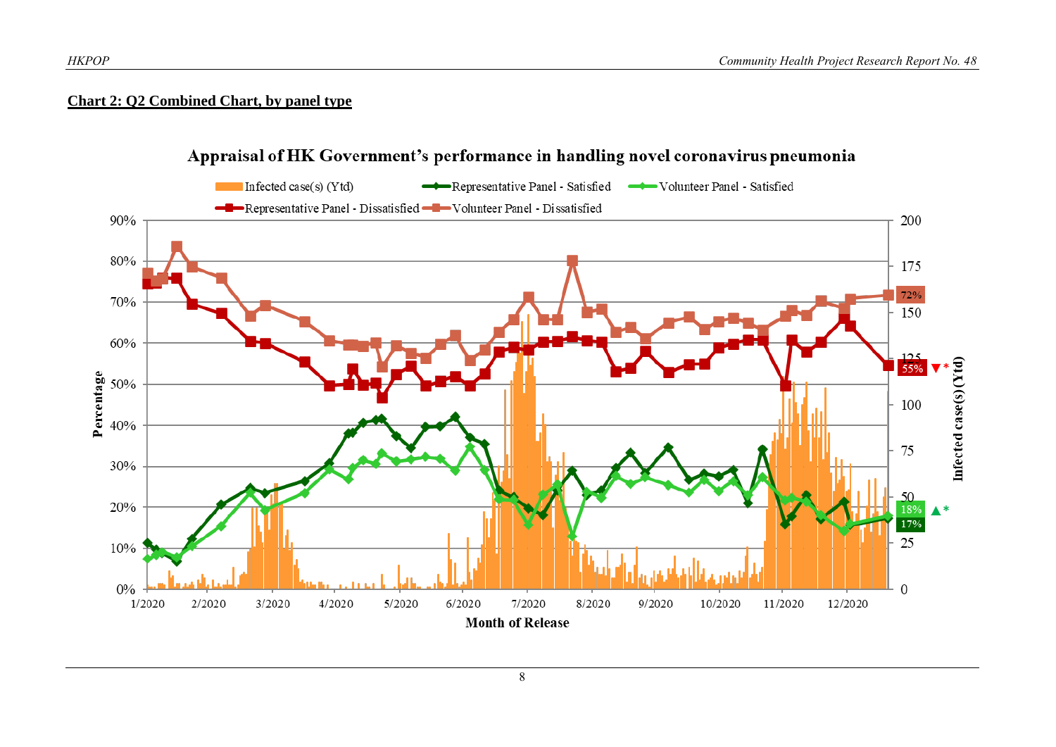**Chart 2: Q2 Combined Chart, by panel type**

Appraisal of HK Government's performance in handling novel coronavirus pneumonia

Infected case(s) (Ytd) | Representative Panel - Satisfied | Volunteer Panel - Satisfied | Representative Panel - Dissatisfied | Volunteer Panel - Dissatisfied

Percentage: 0%, 10%, 20%, 30%, 40%, 50%, 60%, 70%, 80%, 90%

Infected case(s) (Ytd): 0, 25, 50, 75, 100, 125, 150, 175, 200

Month of Release: 1/2020, 2/2020, 3/2020, 4/2020, 5/2020, 6/2020, 7/2020, 8/2020, 9/2020, 10/2020, 11/2020, 12/2020

72%

55% ▼*

18% ▲*

17%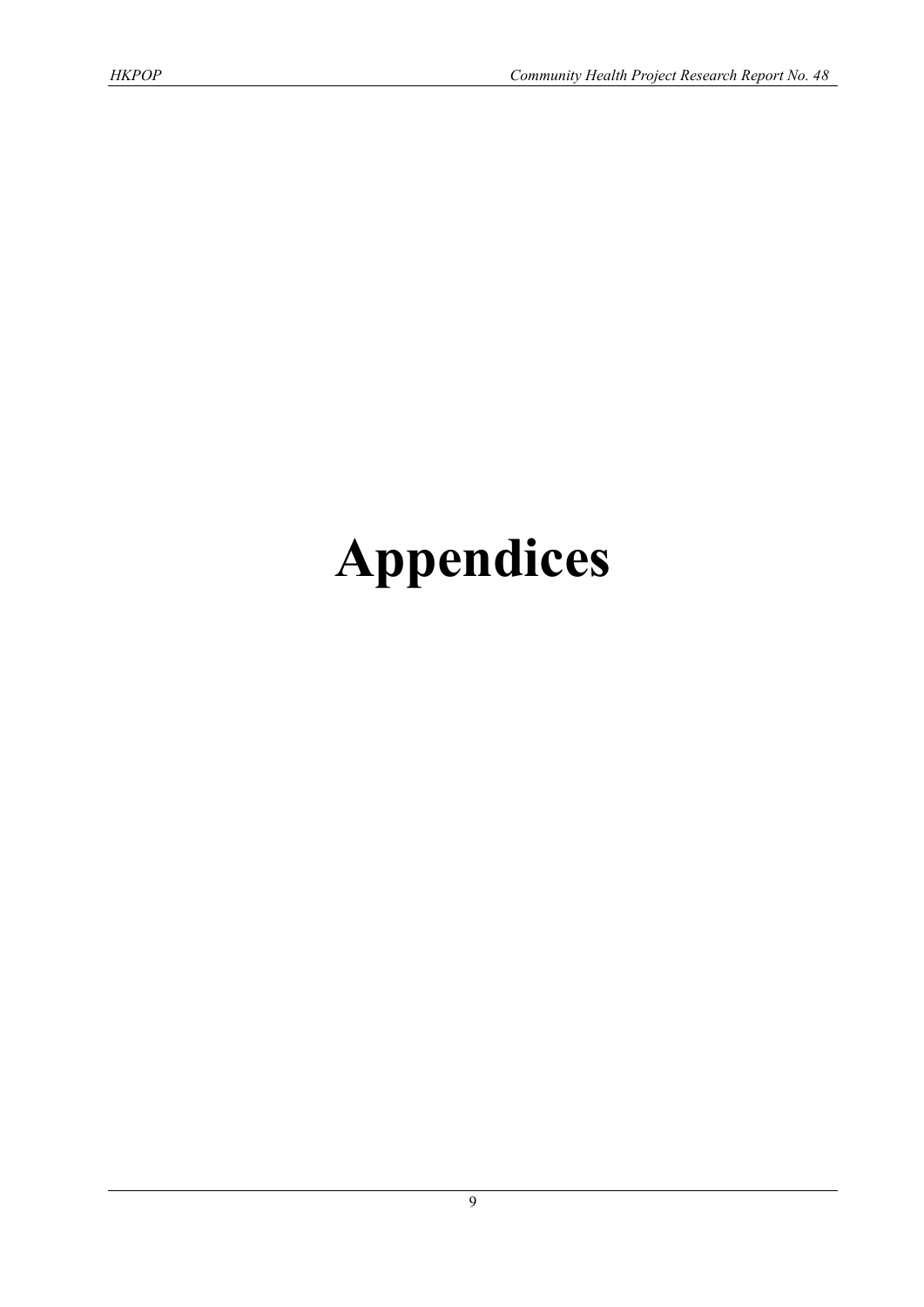# Appendices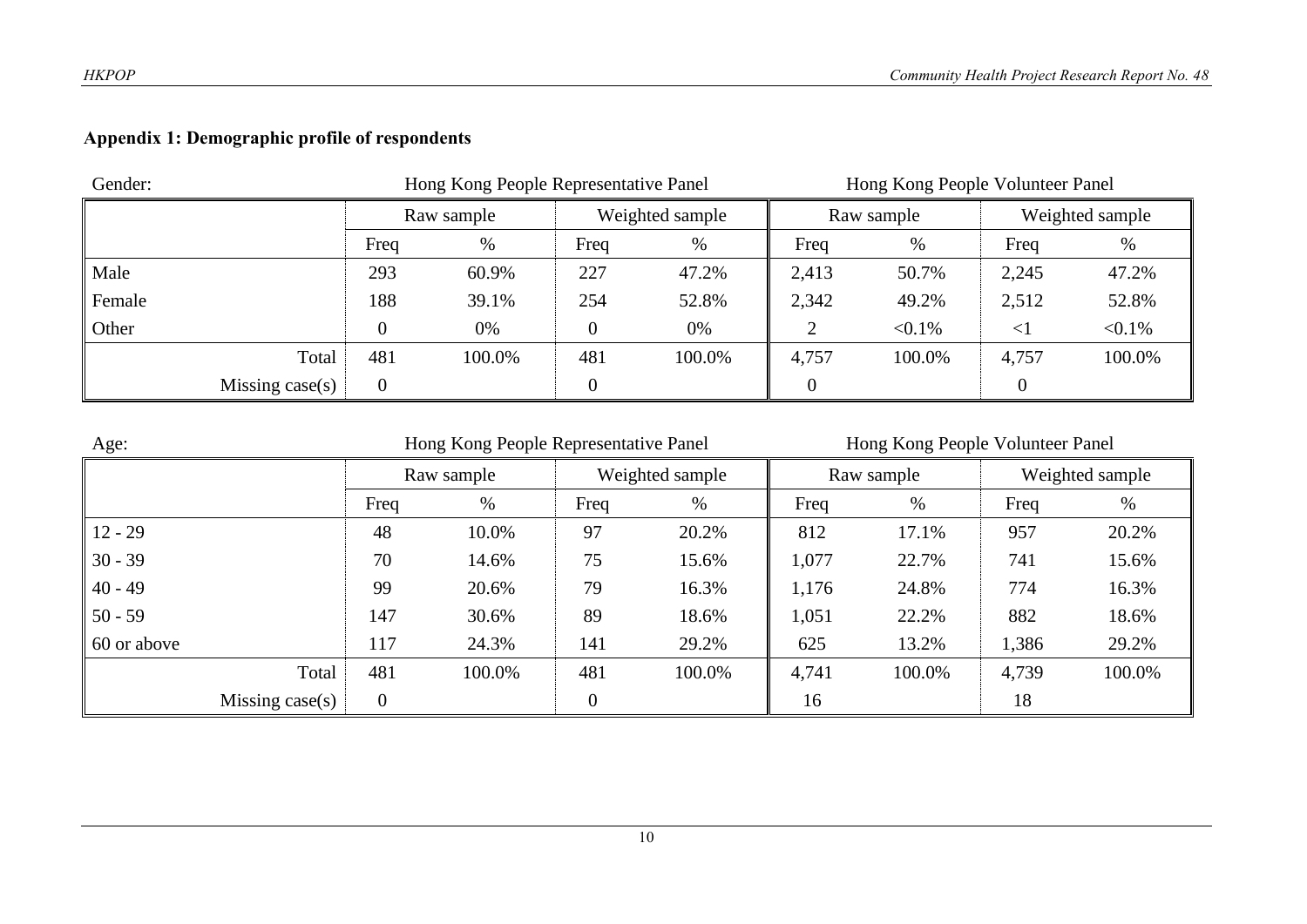## Appendix 1: Demographic profile of respondents

| Gender: | Hong Kong People Representative Panel | | | | Hong Kong People Volunteer Panel | | | |
|---|---|---|---|---|---|---|---|---|
| | Raw sample | | Weighted sample | | Raw sample | | Weighted sample | |
| | Freq | % | Freq | % | Freq | % | Freq | % |
| Male | 293 | 60.9% | 227 | 47.2% | 2,413 | 50.7% | 2,245 | 47.2% |
| Female | 188 | 39.1% | 254 | 52.8% | 2,342 | 49.2% | 2,512 | 52.8% |
| Other | 0 | 0% | 0 | 0% | 2 | <0.1% | <1 | <0.1% |
| Total | 481 | 100.0% | 481 | 100.0% | 4,757 | 100.0% | 4,757 | 100.0% |
| Missing case(s) | 0 | | 0 | | 0 | | 0 | |

| Age: | Hong Kong People Representative Panel | | | | Hong Kong People Volunteer Panel | | | |
|---|---|---|---|---|---|---|---|---|
| | Raw sample | | Weighted sample | | Raw sample | | Weighted sample | |
| | Freq | % | Freq | % | Freq | % | Freq | % |
| 12 - 29 | 48 | 10.0% | 97 | 20.2% | 812 | 17.1% | 957 | 20.2% |
| 30 - 39 | 70 | 14.6% | 75 | 15.6% | 1,077 | 22.7% | 741 | 15.6% |
| 40 - 49 | 99 | 20.6% | 79 | 16.3% | 1,176 | 24.8% | 774 | 16.3% |
| 50 - 59 | 147 | 30.6% | 89 | 18.6% | 1,051 | 22.2% | 882 | 18.6% |
| 60 or above | 117 | 24.3% | 141 | 29.2% | 625 | 13.2% | 1,386 | 29.2% |
| Total | 481 | 100.0% | 481 | 100.0% | 4,741 | 100.0% | 4,739 | 100.0% |
| Missing case(s) | 0 | | 0 | | 16 | | 18 | |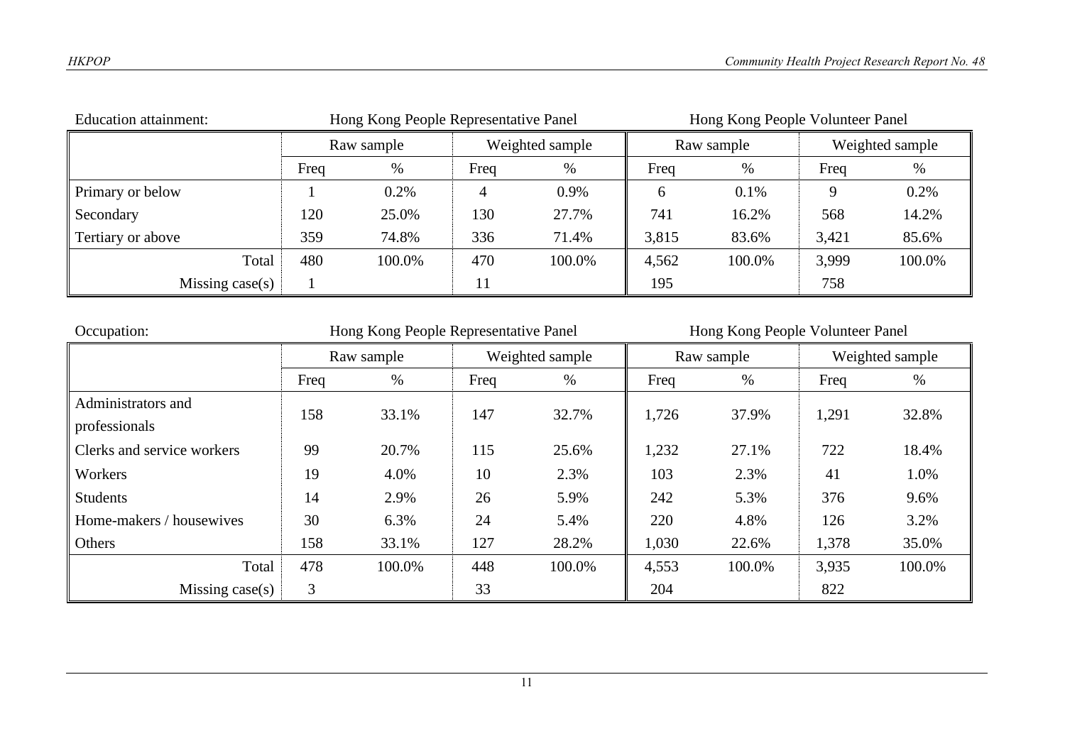Education attainment:

| | Hong Kong People Representative Panel | | | | Hong Kong People Volunteer Panel | | | |
|---|---|---|---|---|---|---|---|---|
| | Raw sample | | Weighted sample | | Raw sample | | Weighted sample | |
| | Freq | % | Freq | % | Freq | % | Freq | % |
| Primary or below | 1 | 0.2% | 4 | 0.9% | 6 | 0.1% | 9 | 0.2% |
| Secondary | 120 | 25.0% | 130 | 27.7% | 741 | 16.2% | 568 | 14.2% |
| Tertiary or above | 359 | 74.8% | 336 | 71.4% | 3,815 | 83.6% | 3,421 | 85.6% |
| Total | 480 | 100.0% | 470 | 100.0% | 4,562 | 100.0% | 3,999 | 100.0% |
| Missing case(s) | 1 | | 11 | | 195 | | 758 | |

Occupation:

| | Hong Kong People Representative Panel | | | | Hong Kong People Volunteer Panel | | | |
|---|---|---|---|---|---|---|---|---|
| | Raw sample | | Weighted sample | | Raw sample | | Weighted sample | |
| | Freq | % | Freq | % | Freq | % | Freq | % |
| Administrators and professionals | 158 | 33.1% | 147 | 32.7% | 1,726 | 37.9% | 1,291 | 32.8% |
| Clerks and service workers | 99 | 20.7% | 115 | 25.6% | 1,232 | 27.1% | 722 | 18.4% |
| Workers | 19 | 4.0% | 10 | 2.3% | 103 | 2.3% | 41 | 1.0% |
| Students | 14 | 2.9% | 26 | 5.9% | 242 | 5.3% | 376 | 9.6% |
| Home-makers / housewives | 30 | 6.3% | 24 | 5.4% | 220 | 4.8% | 126 | 3.2% |
| Others | 158 | 33.1% | 127 | 28.2% | 1,030 | 22.6% | 1,378 | 35.0% |
| Total | 478 | 100.0% | 448 | 100.0% | 4,553 | 100.0% | 3,935 | 100.0% |
| Missing case(s) | 3 | | 33 | | 204 | | 822 | |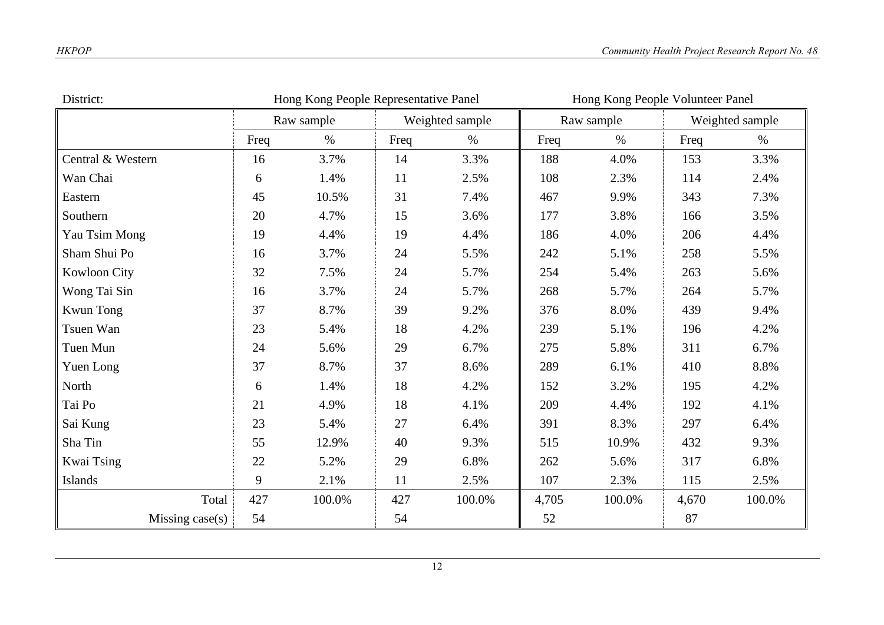| District: | Hong Kong People Representative Panel | | | | Hong Kong People Volunteer Panel | | | |
|---|---|---|---|---|---|---|---|---|
| | Raw sample | | Weighted sample | | Raw sample | | Weighted sample | |
| | Freq | % | Freq | % | Freq | % | Freq | % |
| Central & Western | 16 | 3.7% | 14 | 3.3% | 188 | 4.0% | 153 | 3.3% |
| Wan Chai | 6 | 1.4% | 11 | 2.5% | 108 | 2.3% | 114 | 2.4% |
| Eastern | 45 | 10.5% | 31 | 7.4% | 467 | 9.9% | 343 | 7.3% |
| Southern | 20 | 4.7% | 15 | 3.6% | 177 | 3.8% | 166 | 3.5% |
| Yau Tsim Mong | 19 | 4.4% | 19 | 4.4% | 186 | 4.0% | 206 | 4.4% |
| Sham Shui Po | 16 | 3.7% | 24 | 5.5% | 242 | 5.1% | 258 | 5.5% |
| Kowloon City | 32 | 7.5% | 24 | 5.7% | 254 | 5.4% | 263 | 5.6% |
| Wong Tai Sin | 16 | 3.7% | 24 | 5.7% | 268 | 5.7% | 264 | 5.7% |
| Kwun Tong | 37 | 8.7% | 39 | 9.2% | 376 | 8.0% | 439 | 9.4% |
| Tsuen Wan | 23 | 5.4% | 18 | 4.2% | 239 | 5.1% | 196 | 4.2% |
| Tuen Mun | 24 | 5.6% | 29 | 6.7% | 275 | 5.8% | 311 | 6.7% |
| Yuen Long | 37 | 8.7% | 37 | 8.6% | 289 | 6.1% | 410 | 8.8% |
| North | 6 | 1.4% | 18 | 4.2% | 152 | 3.2% | 195 | 4.2% |
| Tai Po | 21 | 4.9% | 18 | 4.1% | 209 | 4.4% | 192 | 4.1% |
| Sai Kung | 23 | 5.4% | 27 | 6.4% | 391 | 8.3% | 297 | 6.4% |
| Sha Tin | 55 | 12.9% | 40 | 9.3% | 515 | 10.9% | 432 | 9.3% |
| Kwai Tsing | 22 | 5.2% | 29 | 6.8% | 262 | 5.6% | 317 | 6.8% |
| Islands | 9 | 2.1% | 11 | 2.5% | 107 | 2.3% | 115 | 2.5% |
| Total | 427 | 100.0% | 427 | 100.0% | 4,705 | 100.0% | 4,670 | 100.0% |
| Missing case(s) | 54 | | 54 | | 52 | | 87 | |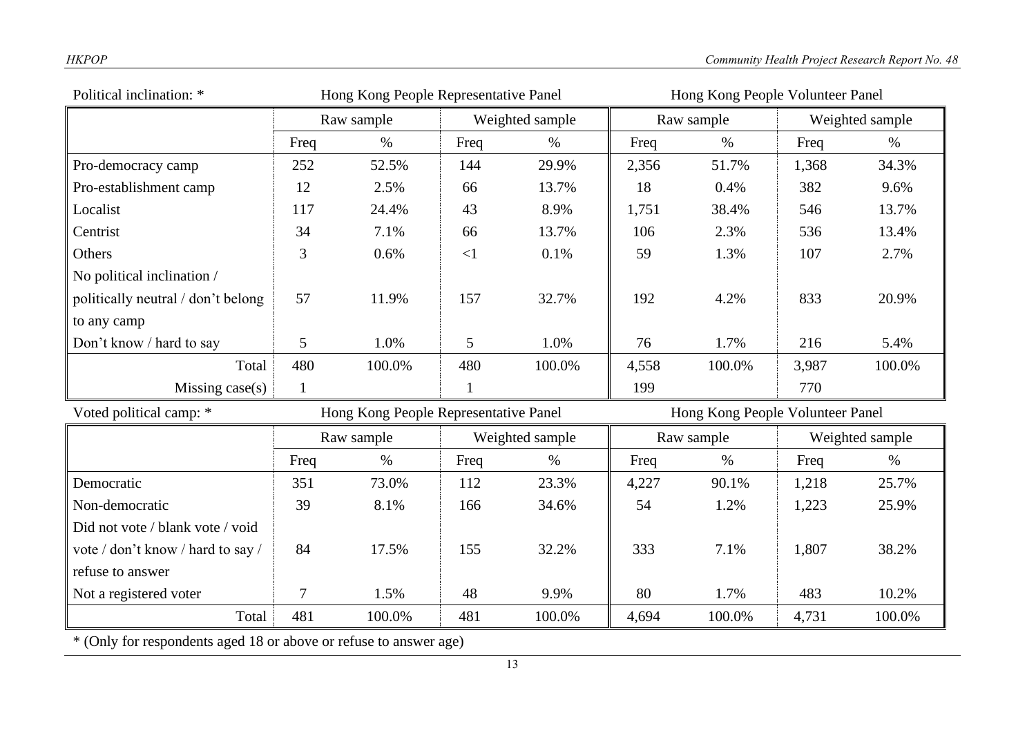Political inclination: *

| | Hong Kong People Representative Panel | | | | Hong Kong People Volunteer Panel | | | |
|---|---|---|---|---|---|---|---|---|
| | Raw sample | | Weighted sample | | Raw sample | | Weighted sample | |
| | Freq | % | Freq | % | Freq | % | Freq | % |
| Pro-democracy camp | 252 | 52.5% | 144 | 29.9% | 2,356 | 51.7% | 1,368 | 34.3% |
| Pro-establishment camp | 12 | 2.5% | 66 | 13.7% | 18 | 0.4% | 382 | 9.6% |
| Localist | 117 | 24.4% | 43 | 8.9% | 1,751 | 38.4% | 546 | 13.7% |
| Centrist | 34 | 7.1% | 66 | 13.7% | 106 | 2.3% | 536 | 13.4% |
| Others | 3 | 0.6% | <1 | 0.1% | 59 | 1.3% | 107 | 2.7% |
| No political inclination / politically neutral / don't belong to any camp | 57 | 11.9% | 157 | 32.7% | 192 | 4.2% | 833 | 20.9% |
| Don't know / hard to say | 5 | 1.0% | 5 | 1.0% | 76 | 1.7% | 216 | 5.4% |
| Total | 480 | 100.0% | 480 | 100.0% | 4,558 | 100.0% | 3,987 | 100.0% |
| Missing case(s) | 1 | | 1 | | 199 | | 770 | |

Voted political camp: *

| | Hong Kong People Representative Panel | | | | Hong Kong People Volunteer Panel | | | |
|---|---|---|---|---|---|---|---|---|
| | Raw sample | | Weighted sample | | Raw sample | | Weighted sample | |
| | Freq | % | Freq | % | Freq | % | Freq | % |
| Democratic | 351 | 73.0% | 112 | 23.3% | 4,227 | 90.1% | 1,218 | 25.7% |
| Non-democratic | 39 | 8.1% | 166 | 34.6% | 54 | 1.2% | 1,223 | 25.9% |
| Did not vote / blank vote / void vote / don't know / hard to say / refuse to answer | 84 | 17.5% | 155 | 32.2% | 333 | 7.1% | 1,807 | 38.2% |
| Not a registered voter | 7 | 1.5% | 48 | 9.9% | 80 | 1.7% | 483 | 10.2% |
| Total | 481 | 100.0% | 481 | 100.0% | 4,694 | 100.0% | 4,731 | 100.0% |

* (Only for respondents aged 18 or above or refuse to answer age)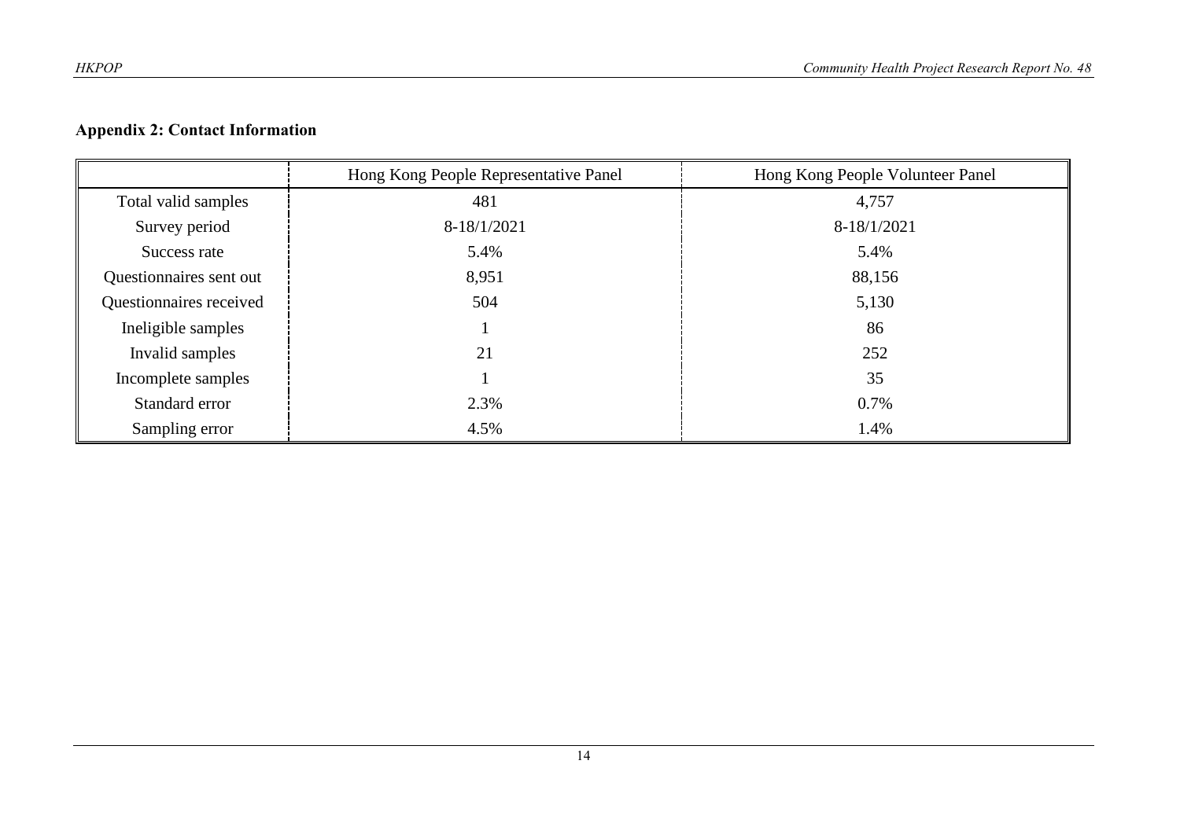## Appendix 2: Contact Information

| | Hong Kong People Representative Panel | Hong Kong People Volunteer Panel |
|---|---|---|
| Total valid samples | 481 | 4,757 |
| Survey period | 8-18/1/2021 | 8-18/1/2021 |
| Success rate | 5.4% | 5.4% |
| Questionnaires sent out | 8,951 | 88,156 |
| Questionnaires received | 504 | 5,130 |
| Ineligible samples | 1 | 86 |
| Invalid samples | 21 | 252 |
| Incomplete samples | 1 | 35 |
| Standard error | 2.3% | 0.7% |
| Sampling error | 4.5% | 1.4% |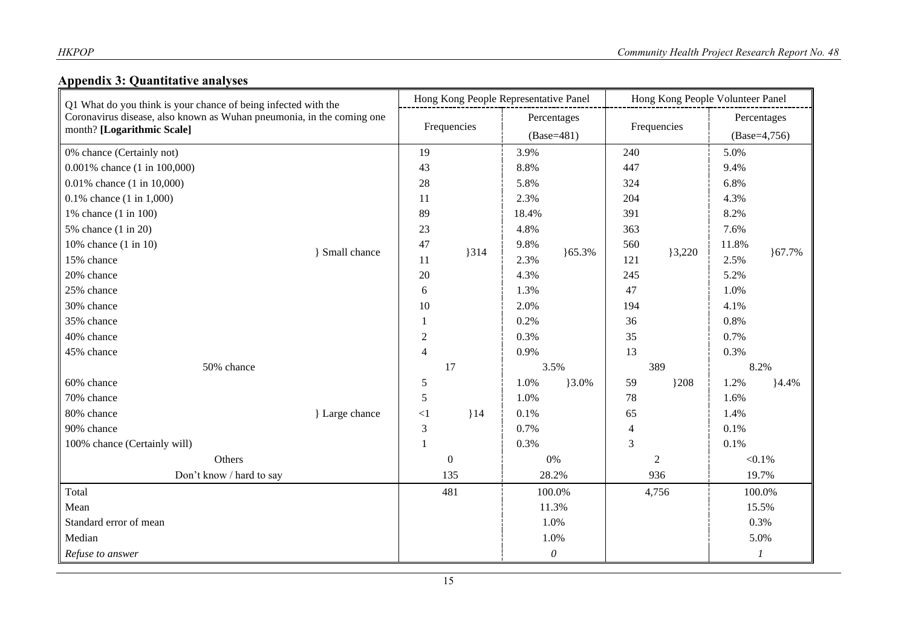## Appendix 3: Quantitative analyses

| Q1 What do you think is your chance of being infected with the Coronavirus disease, also known as Wuhan pneumonia, in the coming one month? **[Logarithmic Scale]** | | Hong Kong People Representative Panel | | | | Hong Kong People Volunteer Panel | | | |
|---|---|---|---|---|---|---|---|---|---|
| | | Frequencies | | Percentages (Base=481) | | Frequencies | | Percentages (Base=4,756) | |
| 0% chance (Certainly not) | } Small chance | 19 | }314 | 3.9% | }65.3% | 240 | }3,220 | 5.0% | }67.7% |
| 0.001% chance (1 in 100,000) | | 43 | | 8.8% | | 447 | | 9.4% | |
| 0.01% chance (1 in 10,000) | | 28 | | 5.8% | | 324 | | 6.8% | |
| 0.1% chance (1 in 1,000) | | 11 | | 2.3% | | 204 | | 4.3% | |
| 1% chance (1 in 100) | | 89 | | 18.4% | | 391 | | 8.2% | |
| 5% chance (1 in 20) | | 23 | | 4.8% | | 363 | | 7.6% | |
| 10% chance (1 in 10) | | 47 | | 9.8% | | 560 | | 11.8% | |
| 15% chance | | 11 | | 2.3% | | 121 | | 2.5% | |
| 20% chance | | 20 | | 4.3% | | 245 | | 5.2% | |
| 25% chance | | 6 | | 1.3% | | 47 | | 1.0% | |
| 30% chance | | 10 | | 2.0% | | 194 | | 4.1% | |
| 35% chance | | 1 | | 0.2% | | 36 | | 0.8% | |
| 40% chance | | 2 | | 0.3% | | 35 | | 0.7% | |
| 45% chance | | 4 | | 0.9% | | 13 | | 0.3% | |
| 50% chance | | 17 | | 3.5% | | 389 | | 8.2% | |
| 60% chance | } Large chance | 5 | }14 | 1.0% | }3.0% | 59 | }208 | 1.2% | }4.4% |
| 70% chance | | 5 | | 1.0% | | 78 | | 1.6% | |
| 80% chance | | <1 | | 0.1% | | 65 | | 1.4% | |
| 90% chance | | 3 | | 0.7% | | 4 | | 0.1% | |
| 100% chance (Certainly will) | | 1 | | 0.3% | | 3 | | 0.1% | |
| Others | | 0 | | 0% | | 2 | | <0.1% | |
| Don't know / hard to say | | 135 | | 28.2% | | 936 | | 19.7% | |
| Total | | 481 | | 100.0% | | 4,756 | | 100.0% | |
| Mean | | | | 11.3% | | | | 15.5% | |
| Standard error of mean | | | | 1.0% | | | | 0.3% | |
| Median | | | | 1.0% | | | | 5.0% | |
| *Refuse to answer* | | | | *0* | | | | *1* | |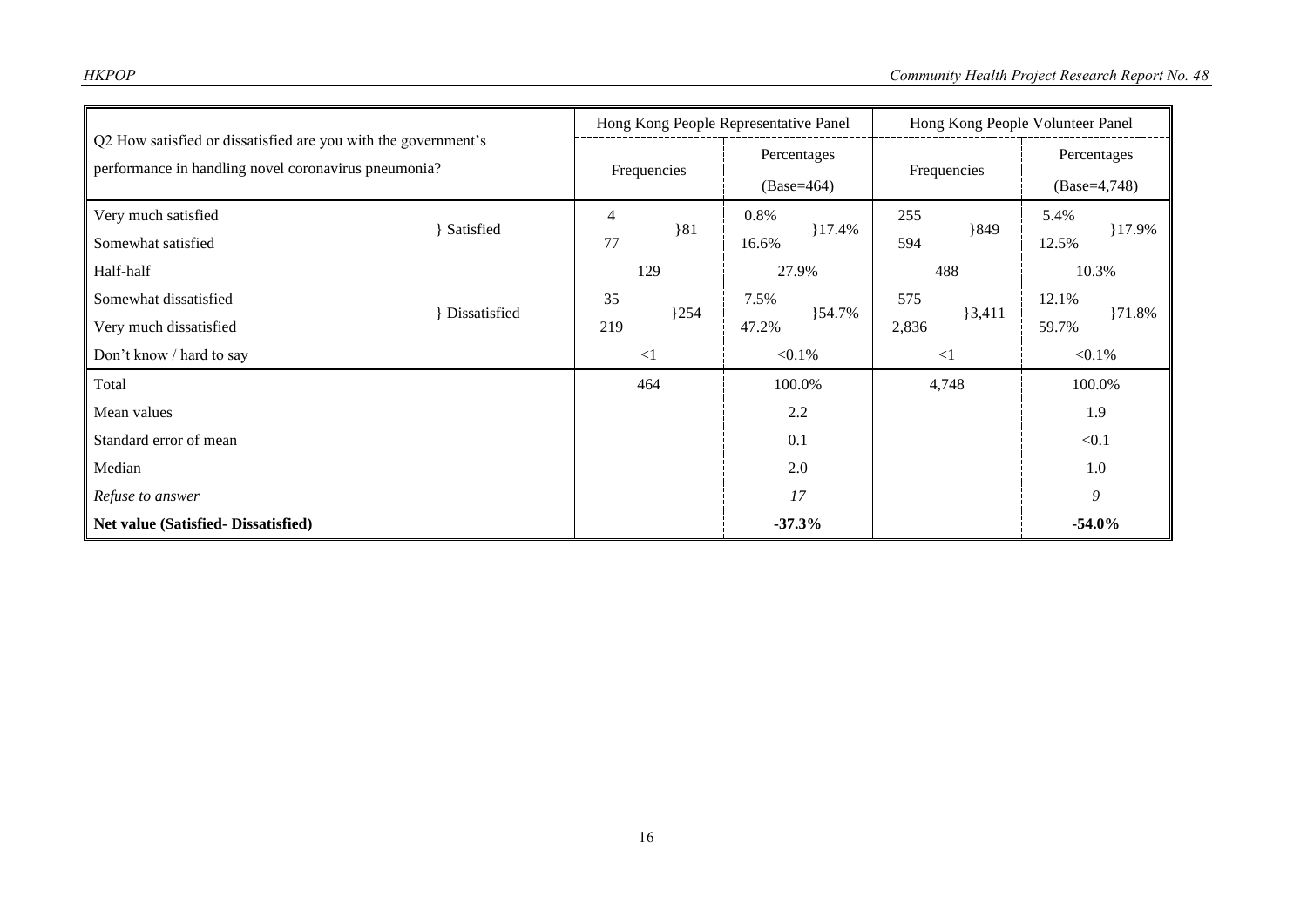| Q2 How satisfied or dissatisfied are you with the government's performance in handling novel coronavirus pneumonia? | | Hong Kong People Representative Panel | | | | Hong Kong People Volunteer Panel | | | |
|---|---|---|---|---|---|---|---|---|---|
| | | Frequencies | | Percentages (Base=464) | | Frequencies | | Percentages (Base=4,748) | |
| Very much satisfied | } Satisfied | 4 | }81 | 0.8% | }17.4% | 255 | }849 | 5.4% | }17.9% |
| Somewhat satisfied | | 77 | | 16.6% | | 594 | | 12.5% | |
| Half-half | | 129 | | 27.9% | | 488 | | 10.3% | |
| Somewhat dissatisfied | } Dissatisfied | 35 | }254 | 7.5% | }54.7% | 575 | }3,411 | 12.1% | }71.8% |
| Very much dissatisfied | | 219 | | 47.2% | | 2,836 | | 59.7% | |
| Don't know / hard to say | | <1 | | <0.1% | | <1 | | <0.1% | |
| Total | | 464 | | 100.0% | | 4,748 | | 100.0% | |
| Mean values | | | | 2.2 | | | | 1.9 | |
| Standard error of mean | | | | 0.1 | | | | <0.1 | |
| Median | | | | 2.0 | | | | 1.0 | |
| *Refuse to answer* | | | | *17* | | | | *9* | |
| **Net value (Satisfied- Dissatisfied)** | | | | **-37.3%** | | | | **-54.0%** | |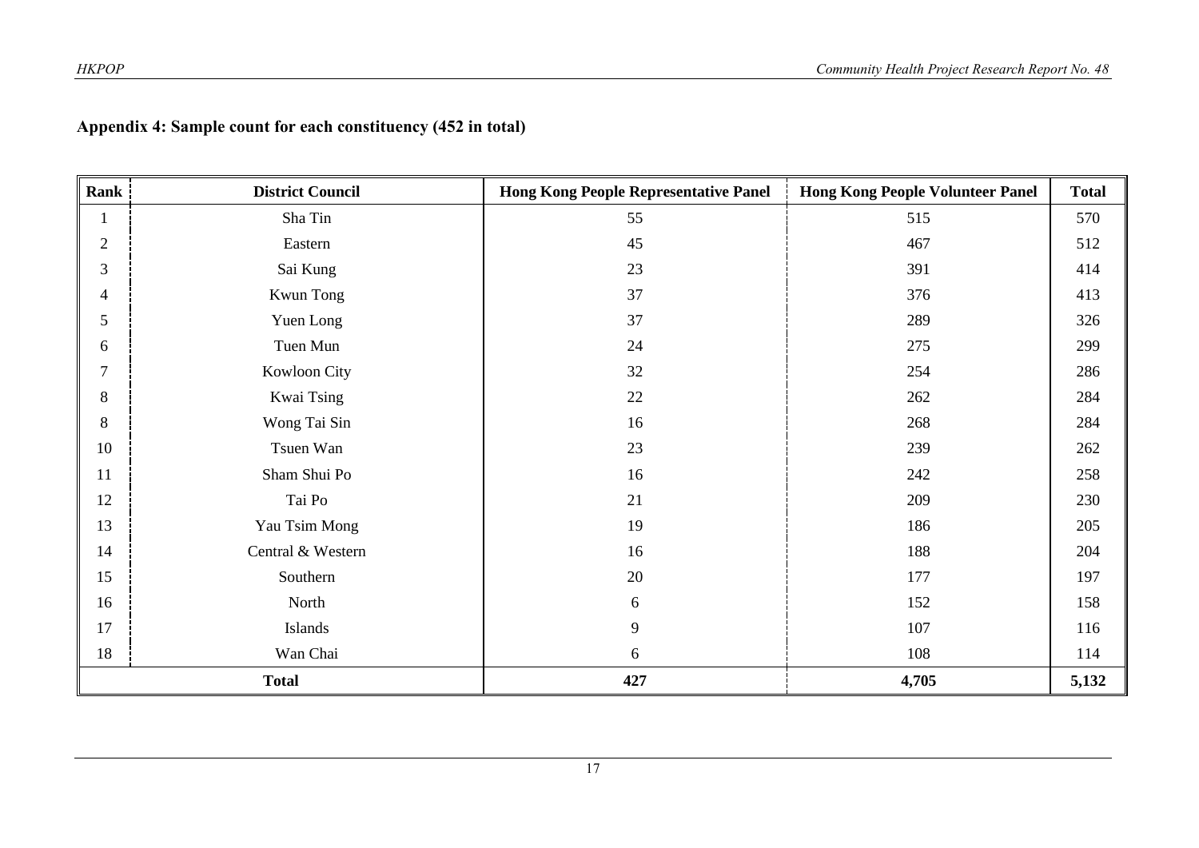**Appendix 4: Sample count for each constituency (452 in total)**

| Rank | District Council | Hong Kong People Representative Panel | Hong Kong People Volunteer Panel | Total |
|---|---|---|---|---|
| 1 | Sha Tin | 55 | 515 | 570 |
| 2 | Eastern | 45 | 467 | 512 |
| 3 | Sai Kung | 23 | 391 | 414 |
| 4 | Kwun Tong | 37 | 376 | 413 |
| 5 | Yuen Long | 37 | 289 | 326 |
| 6 | Tuen Mun | 24 | 275 | 299 |
| 7 | Kowloon City | 32 | 254 | 286 |
| 8 | Kwai Tsing | 22 | 262 | 284 |
| 8 | Wong Tai Sin | 16 | 268 | 284 |
| 10 | Tsuen Wan | 23 | 239 | 262 |
| 11 | Sham Shui Po | 16 | 242 | 258 |
| 12 | Tai Po | 21 | 209 | 230 |
| 13 | Yau Tsim Mong | 19 | 186 | 205 |
| 14 | Central & Western | 16 | 188 | 204 |
| 15 | Southern | 20 | 177 | 197 |
| 16 | North | 6 | 152 | 158 |
| 17 | Islands | 9 | 107 | 116 |
| 18 | Wan Chai | 6 | 108 | 114 |
| **Total** | | **427** | **4,705** | **5,132** |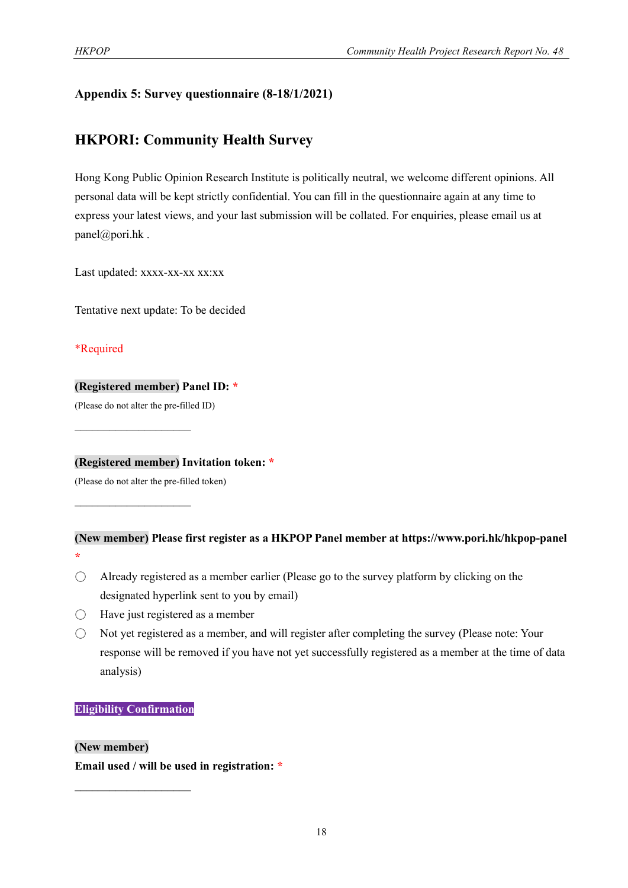**Appendix 5: Survey questionnaire (8-18/1/2021)**

## HKPORI: Community Health Survey

Hong Kong Public Opinion Research Institute is politically neutral, we welcome different opinions. All personal data will be kept strictly confidential. You can fill in the questionnaire again at any time to express your latest views, and your last submission will be collated. For enquiries, please email us at panel@pori.hk .

Last updated: xxxx-xx-xx xx:xx

Tentative next update: To be decided

*Required

**(Registered member) Panel ID:** *

(Please do not alter the pre-filled ID)

______________________

**(Registered member) Invitation token:** *

(Please do not alter the pre-filled token)

______________________

**(New member) Please first register as a HKPOP Panel member at https://www.pori.hk/hkpop-panel** *

○ Already registered as a member earlier (Please go to the survey platform by clicking on the designated hyperlink sent to you by email)

○ Have just registered as a member

○ Not yet registered as a member, and will register after completing the survey (Please note: Your response will be removed if you have not yet successfully registered as a member at the time of data analysis)

**Eligibility Confirmation**

**(New member)**

**Email used / will be used in registration:** *

______________________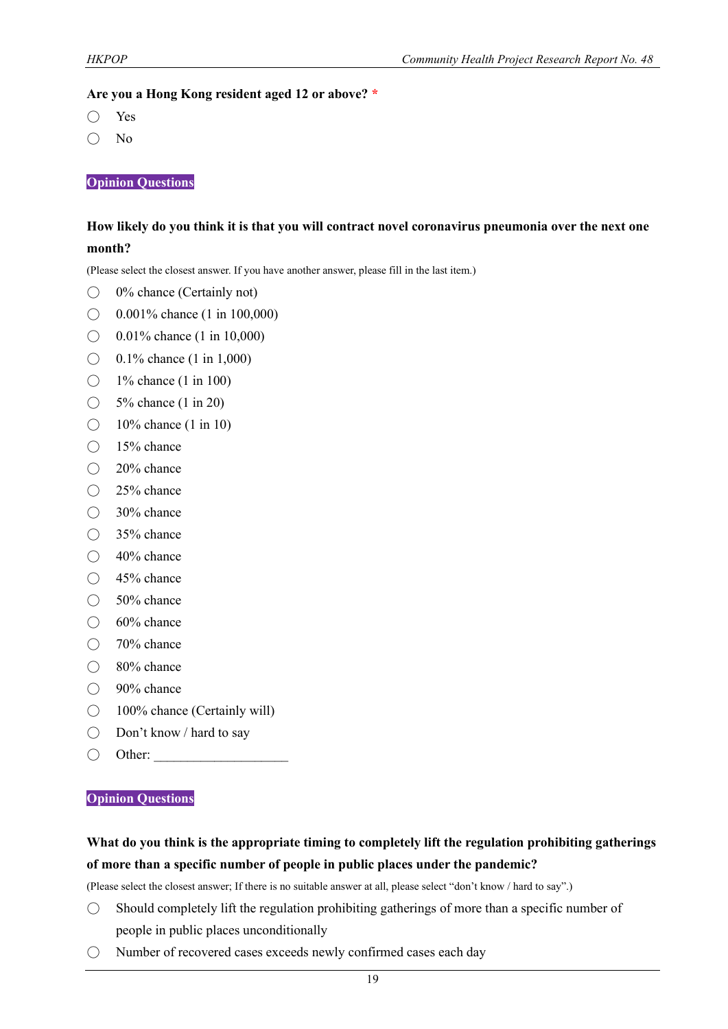**Are you a Hong Kong resident aged 12 or above?** *

- ◯ Yes
- ◯ No

**Opinion Questions**

**How likely do you think it is that you will contract novel coronavirus pneumonia over the next one month?**

(Please select the closest answer. If you have another answer, please fill in the last item.)

- ◯ 0% chance (Certainly not)
- ◯ 0.001% chance (1 in 100,000)
- ◯ 0.01% chance (1 in 10,000)
- ◯ 0.1% chance (1 in 1,000)
- ◯ 1% chance (1 in 100)
- ◯ 5% chance (1 in 20)
- ◯ 10% chance (1 in 10)
- ◯ 15% chance
- ◯ 20% chance
- ◯ 25% chance
- ◯ 30% chance
- ◯ 35% chance
- ◯ 40% chance
- ◯ 45% chance
- ◯ 50% chance
- ◯ 60% chance
- ◯ 70% chance
- ◯ 80% chance
- ◯ 90% chance
- ◯ 100% chance (Certainly will)
- ◯ Don't know / hard to say
- ◯ Other: ____________________

**Opinion Questions**

**What do you think is the appropriate timing to completely lift the regulation prohibiting gatherings of more than a specific number of people in public places under the pandemic?**

(Please select the closest answer; If there is no suitable answer at all, please select "don't know / hard to say".)

- ◯ Should completely lift the regulation prohibiting gatherings of more than a specific number of people in public places unconditionally
- ◯ Number of recovered cases exceeds newly confirmed cases each day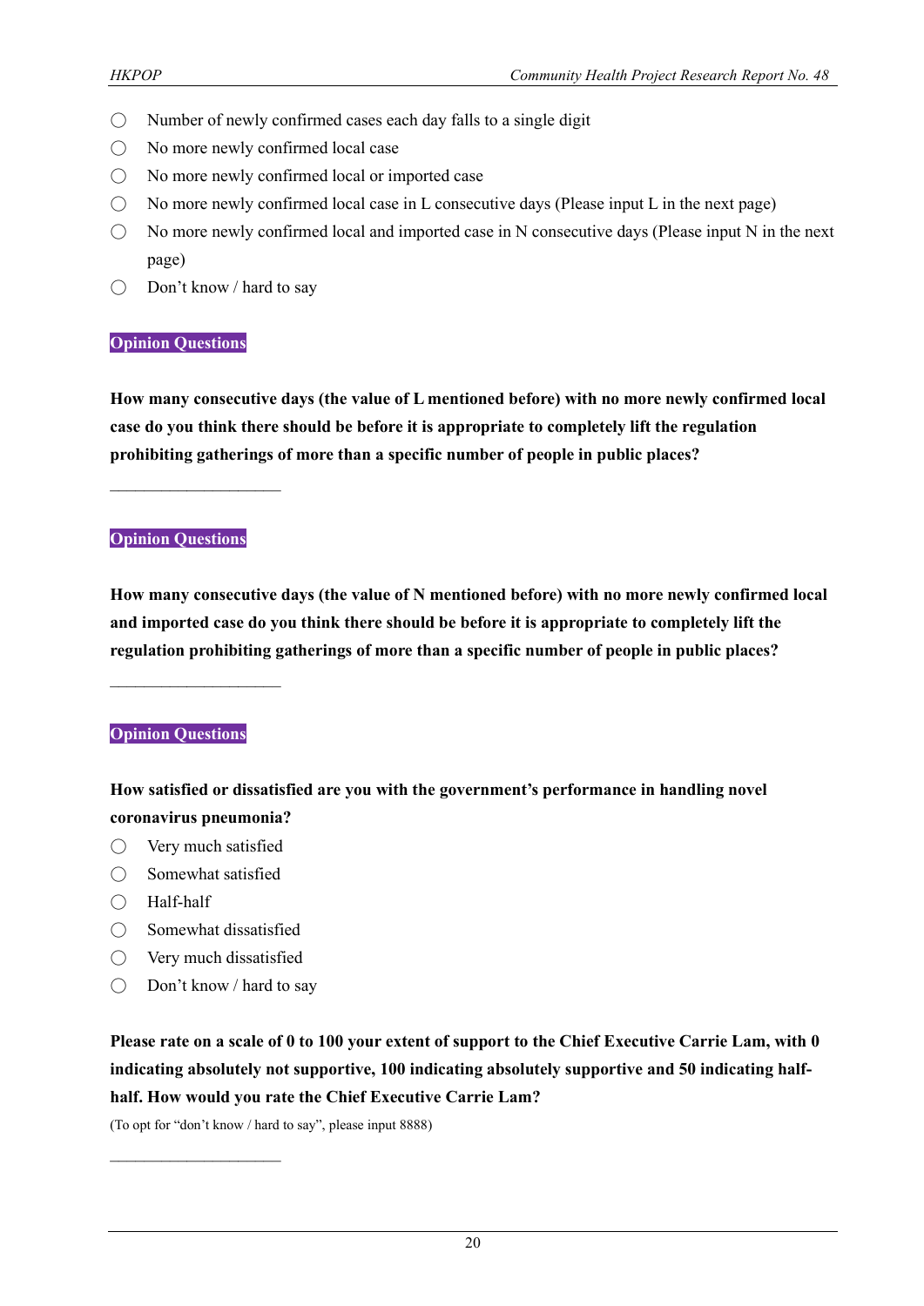- ◯ Number of newly confirmed cases each day falls to a single digit
- ◯ No more newly confirmed local case
- ◯ No more newly confirmed local or imported case
- ◯ No more newly confirmed local case in L consecutive days (Please input L in the next page)
- ◯ No more newly confirmed local and imported case in N consecutive days (Please input N in the next page)
- ◯ Don't know / hard to say

**Opinion Questions**

**How many consecutive days (the value of L mentioned before) with no more newly confirmed local case do you think there should be before it is appropriate to completely lift the regulation prohibiting gatherings of more than a specific number of people in public places?**

\_\_\_\_\_\_\_\_\_\_\_\_\_\_\_\_\_\_\_\_

**Opinion Questions**

**How many consecutive days (the value of N mentioned before) with no more newly confirmed local and imported case do you think there should be before it is appropriate to completely lift the regulation prohibiting gatherings of more than a specific number of people in public places?**

\_\_\_\_\_\_\_\_\_\_\_\_\_\_\_\_\_\_\_\_

**Opinion Questions**

**How satisfied or dissatisfied are you with the government's performance in handling novel coronavirus pneumonia?**

- ◯ Very much satisfied
- ◯ Somewhat satisfied
- ◯ Half-half
- ◯ Somewhat dissatisfied
- ◯ Very much dissatisfied
- ◯ Don't know / hard to say

**Please rate on a scale of 0 to 100 your extent of support to the Chief Executive Carrie Lam, with 0 indicating absolutely not supportive, 100 indicating absolutely supportive and 50 indicating half-half. How would you rate the Chief Executive Carrie Lam?**

(To opt for "don't know / hard to say", please input 8888)

\_\_\_\_\_\_\_\_\_\_\_\_\_\_\_\_\_\_\_\_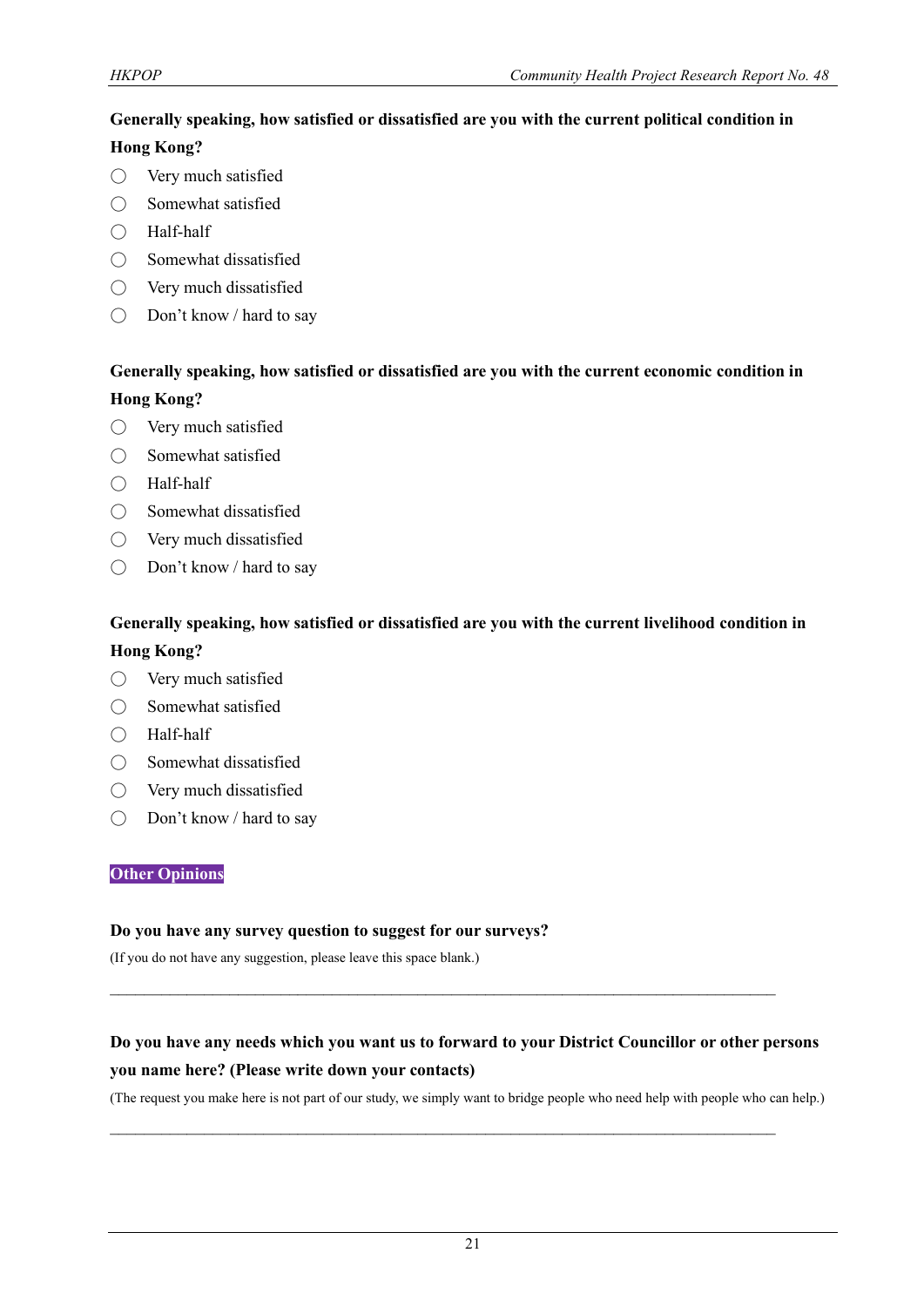**Generally speaking, how satisfied or dissatisfied are you with the current political condition in Hong Kong?**

- ◯ Very much satisfied
- ◯ Somewhat satisfied
- ◯ Half-half
- ◯ Somewhat dissatisfied
- ◯ Very much dissatisfied
- ◯ Don't know / hard to say

**Generally speaking, how satisfied or dissatisfied are you with the current economic condition in Hong Kong?**

- ◯ Very much satisfied
- ◯ Somewhat satisfied
- ◯ Half-half
- ◯ Somewhat dissatisfied
- ◯ Very much dissatisfied
- ◯ Don't know / hard to say

**Generally speaking, how satisfied or dissatisfied are you with the current livelihood condition in Hong Kong?**

- ◯ Very much satisfied
- ◯ Somewhat satisfied
- ◯ Half-half
- ◯ Somewhat dissatisfied
- ◯ Very much dissatisfied
- ◯ Don't know / hard to say

## Other Opinions

**Do you have any survey question to suggest for our surveys?**

(If you do not have any suggestion, please leave this space blank.)

\_\_\_\_\_\_\_\_\_\_\_\_\_\_\_\_\_\_\_\_\_\_\_\_\_\_\_\_\_\_\_\_\_\_\_\_\_\_\_\_\_\_\_\_\_\_\_\_\_\_\_\_\_\_\_\_\_\_\_\_\_\_\_\_\_\_\_\_\_\_\_\_\_\_\_\_

**Do you have any needs which you want us to forward to your District Councillor or other persons you name here? (Please write down your contacts)**

(The request you make here is not part of our study, we simply want to bridge people who need help with people who can help.)

\_\_\_\_\_\_\_\_\_\_\_\_\_\_\_\_\_\_\_\_\_\_\_\_\_\_\_\_\_\_\_\_\_\_\_\_\_\_\_\_\_\_\_\_\_\_\_\_\_\_\_\_\_\_\_\_\_\_\_\_\_\_\_\_\_\_\_\_\_\_\_\_\_\_\_\_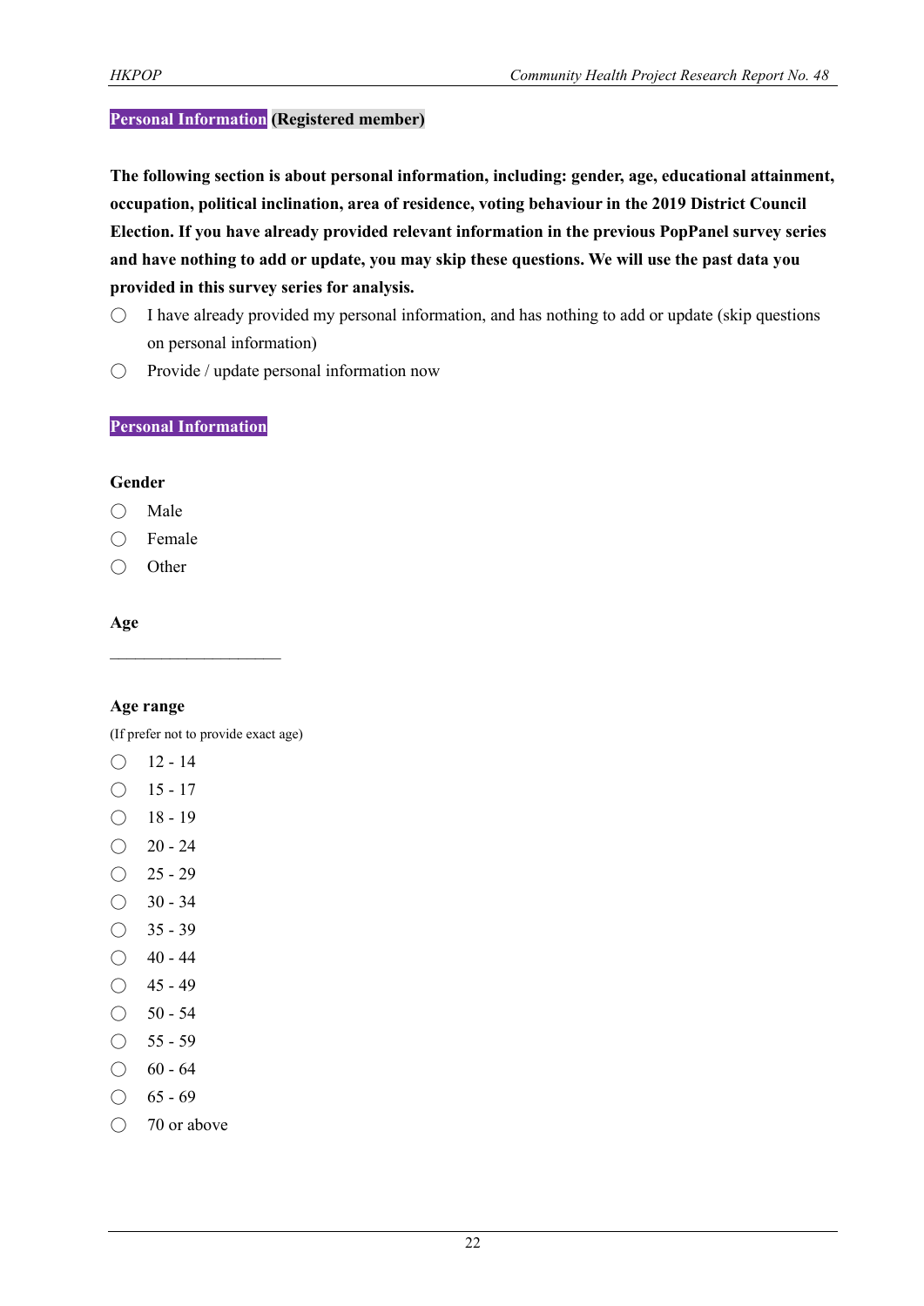**Personal Information (Registered member)**

**The following section is about personal information, including: gender, age, educational attainment, occupation, political inclination, area of residence, voting behaviour in the 2019 District Council Election. If you have already provided relevant information in the previous PopPanel survey series and have nothing to add or update, you may skip these questions. We will use the past data you provided in this survey series for analysis.**

- ◯ I have already provided my personal information, and has nothing to add or update (skip questions on personal information)
- ◯ Provide / update personal information now

**Personal Information**

**Gender**

- ◯ Male
- ◯ Female
- ◯ Other

**Age**

____________________

**Age range**

(If prefer not to provide exact age)

- ◯ 12 - 14
- ◯ 15 - 17
- ◯ 18 - 19
- ◯ 20 - 24
- ◯ 25 - 29
- ◯ 30 - 34
- ◯ 35 - 39
- ◯ 40 - 44
- ◯ 45 - 49
- ◯ 50 - 54
- ◯ 55 - 59
- ◯ 60 - 64
- ◯ 65 - 69
- ◯ 70 or above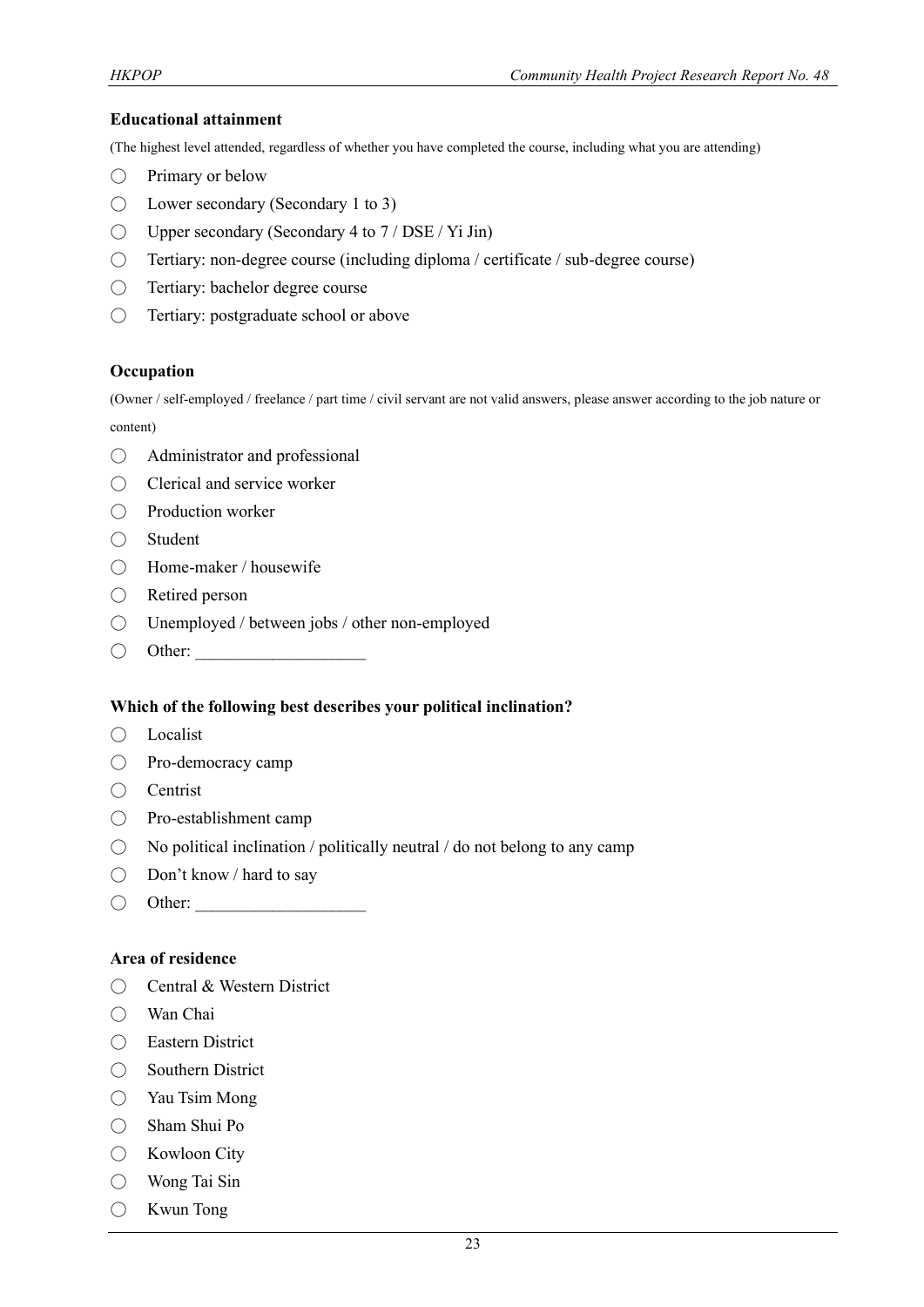**Educational attainment**

(The highest level attended, regardless of whether you have completed the course, including what you are attending)

- ◯ Primary or below
- ◯ Lower secondary (Secondary 1 to 3)
- ◯ Upper secondary (Secondary 4 to 7 / DSE / Yi Jin)
- ◯ Tertiary: non-degree course (including diploma / certificate / sub-degree course)
- ◯ Tertiary: bachelor degree course
- ◯ Tertiary: postgraduate school or above

**Occupation**

(Owner / self-employed / freelance / part time / civil servant are not valid answers, please answer according to the job nature or content)

- ◯ Administrator and professional
- ◯ Clerical and service worker
- ◯ Production worker
- ◯ Student
- ◯ Home-maker / housewife
- ◯ Retired person
- ◯ Unemployed / between jobs / other non-employed
- ◯ Other: ____________________

**Which of the following best describes your political inclination?**

- ◯ Localist
- ◯ Pro-democracy camp
- ◯ Centrist
- ◯ Pro-establishment camp
- ◯ No political inclination / politically neutral / do not belong to any camp
- ◯ Don't know / hard to say
- ◯ Other: ____________________

**Area of residence**

- ◯ Central & Western District
- ◯ Wan Chai
- ◯ Eastern District
- ◯ Southern District
- ◯ Yau Tsim Mong
- ◯ Sham Shui Po
- ◯ Kowloon City
- ◯ Wong Tai Sin
- ◯ Kwun Tong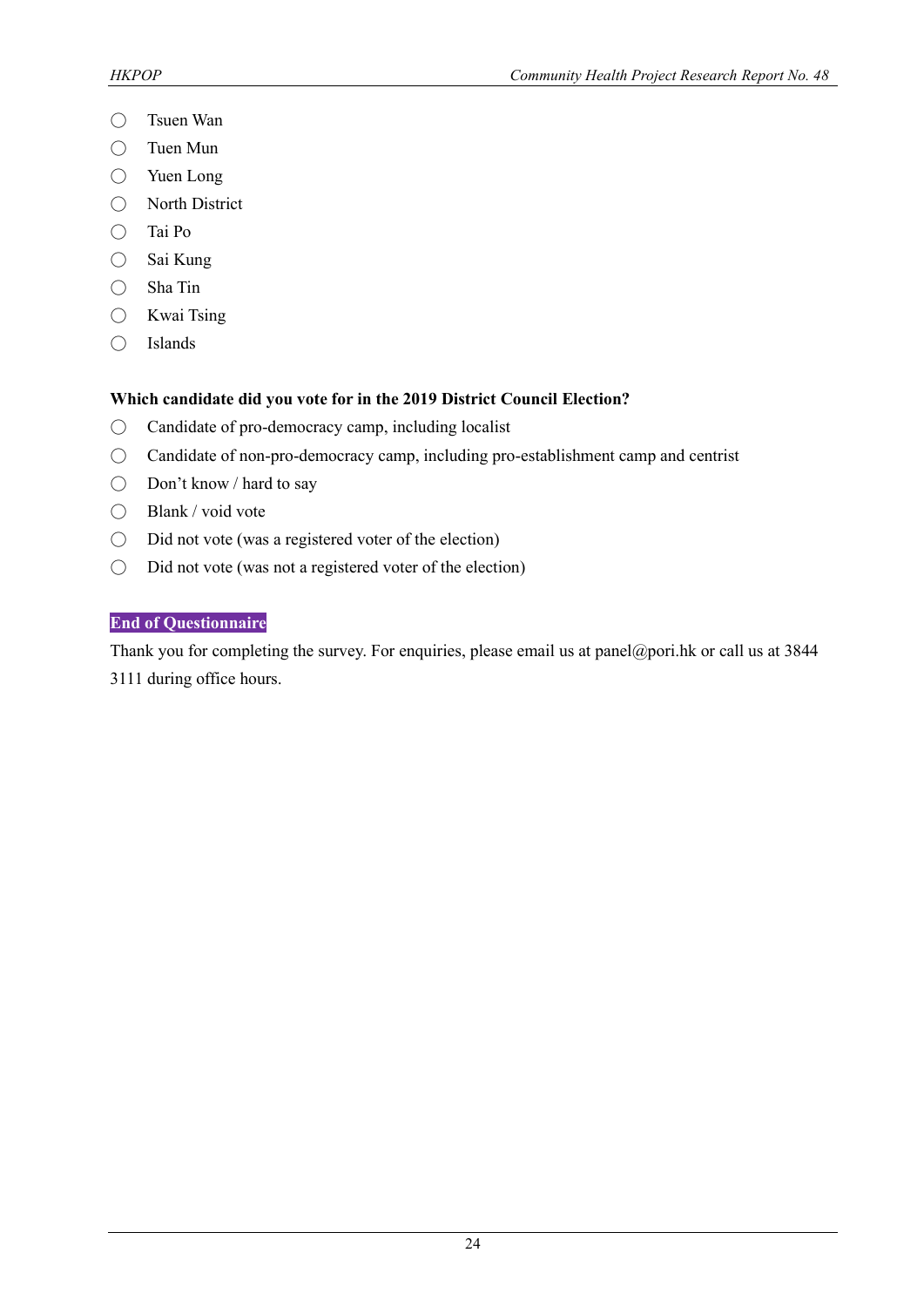- ◯ Tsuen Wan
- ◯ Tuen Mun
- ◯ Yuen Long
- ◯ North District
- ◯ Tai Po
- ◯ Sai Kung
- ◯ Sha Tin
- ◯ Kwai Tsing
- ◯ Islands

**Which candidate did you vote for in the 2019 District Council Election?**

- ◯ Candidate of pro-democracy camp, including localist
- ◯ Candidate of non-pro-democracy camp, including pro-establishment camp and centrist
- ◯ Don't know / hard to say
- ◯ Blank / void vote
- ◯ Did not vote (was a registered voter of the election)
- ◯ Did not vote (was not a registered voter of the election)

**End of Questionnaire**

Thank you for completing the survey. For enquiries, please email us at panel@pori.hk or call us at 3844 3111 during office hours.